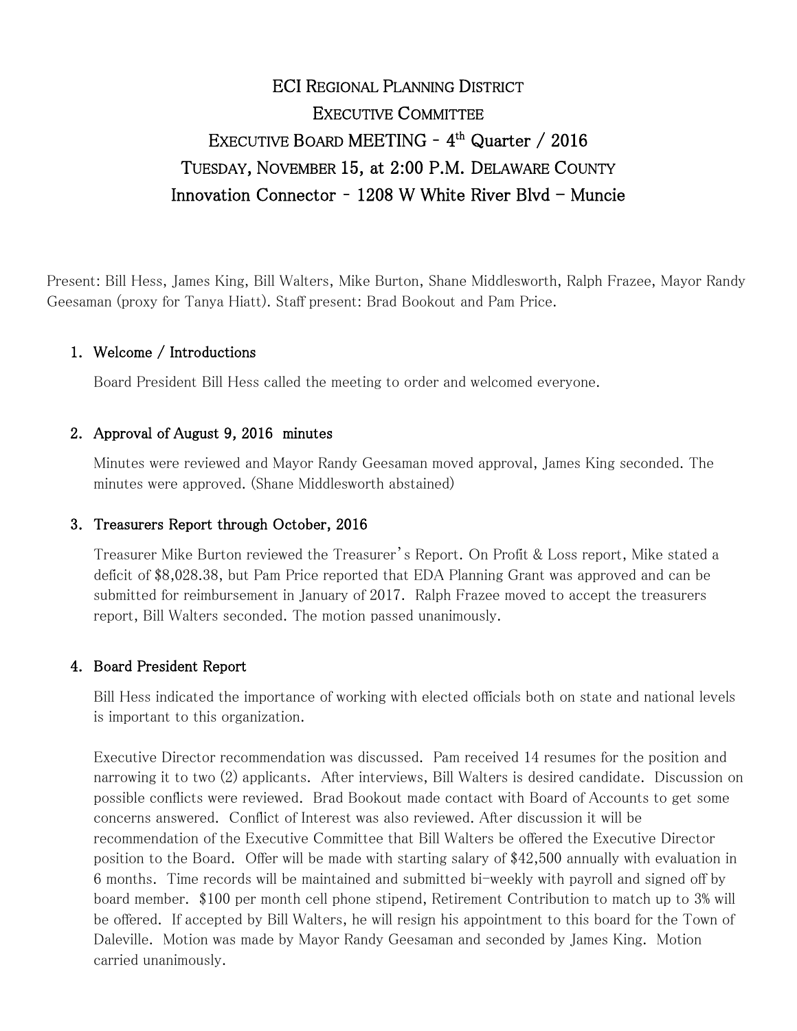# ECI Regional Planning District
# Executive Committee
# Executive Board MEETING - 4th Quarter / 2016
# Tuesday, November 15, at 2:00 P.M. Delaware County
# Innovation Connector - 1208 W White River Blvd – Muncie

Present: Bill Hess, James King, Bill Walters, Mike Burton, Shane Middlesworth, Ralph Frazee, Mayor Randy Geesaman (proxy for Tanya Hiatt). Staff present: Brad Bookout and Pam Price.

1. **Welcome / Introductions**

   Board President Bill Hess called the meeting to order and welcomed everyone.

2. **Approval of August 9, 2016 minutes**

   Minutes were reviewed and Mayor Randy Geesaman moved approval, James King seconded. The minutes were approved. (Shane Middlesworth abstained)

3. **Treasurers Report through October, 2016**

   Treasurer Mike Burton reviewed the Treasurer's Report. On Profit & Loss report, Mike stated a deficit of $8,028.38, but Pam Price reported that EDA Planning Grant was approved and can be submitted for reimbursement in January of 2017. Ralph Frazee moved to accept the treasurers report, Bill Walters seconded. The motion passed unanimously.

4. **Board President Report**

   Bill Hess indicated the importance of working with elected officials both on state and national levels is important to this organization.

   Executive Director recommendation was discussed. Pam received 14 resumes for the position and narrowing it to two (2) applicants. After interviews, Bill Walters is desired candidate. Discussion on possible conflicts were reviewed. Brad Bookout made contact with Board of Accounts to get some concerns answered. Conflict of Interest was also reviewed. After discussion it will be recommendation of the Executive Committee that Bill Walters be offered the Executive Director position to the Board. Offer will be made with starting salary of $42,500 annually with evaluation in 6 months. Time records will be maintained and submitted bi-weekly with payroll and signed off by board member. $100 per month cell phone stipend, Retirement Contribution to match up to 3% will be offered. If accepted by Bill Walters, he will resign his appointment to this board for the Town of Daleville. Motion was made by Mayor Randy Geesaman and seconded by James King. Motion carried unanimously.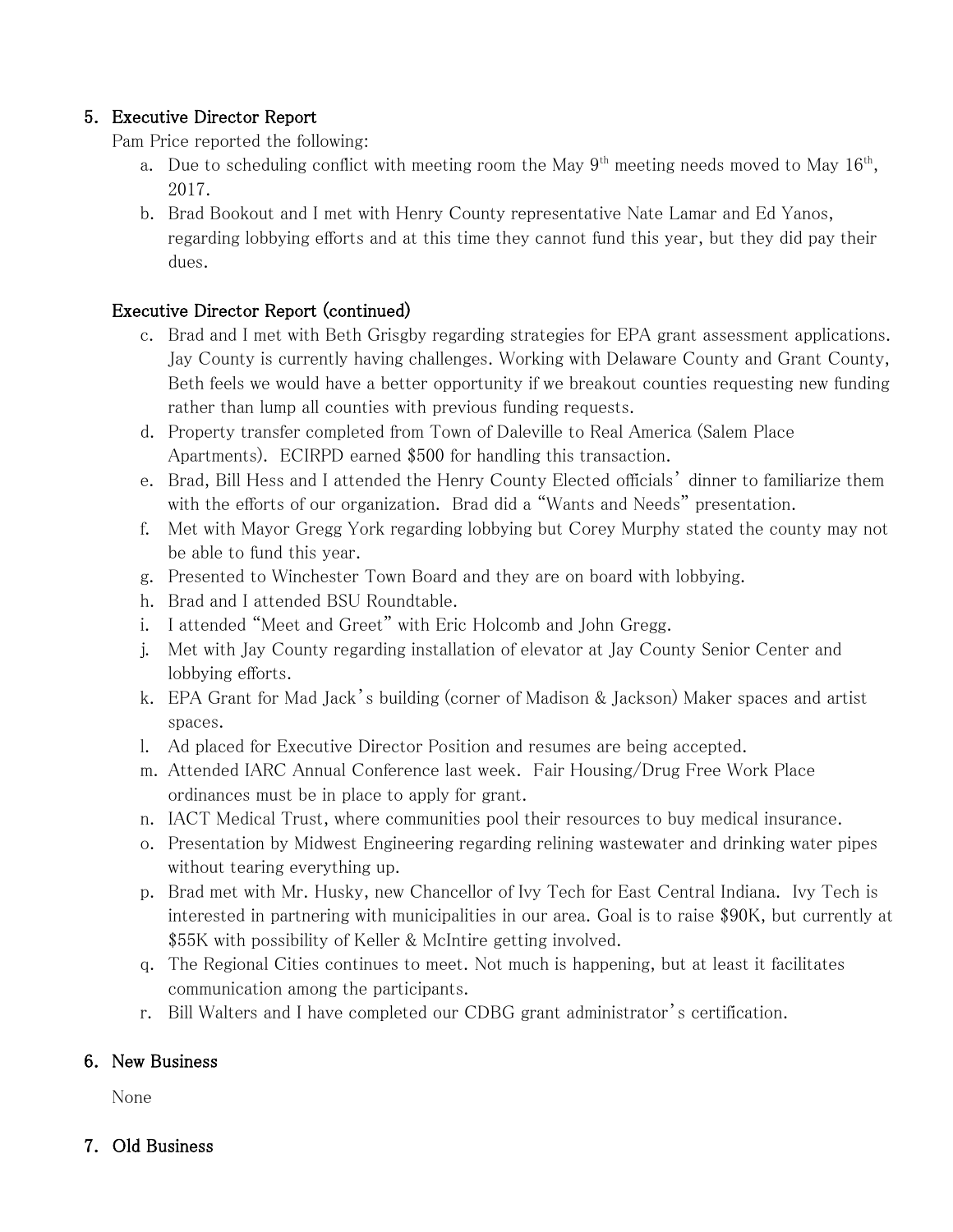## 5. Executive Director Report

Pam Price reported the following:

a. Due to scheduling conflict with meeting room the May 9th meeting needs moved to May 16th, 2017.
b. Brad Bookout and I met with Henry County representative Nate Lamar and Ed Yanos, regarding lobbying efforts and at this time they cannot fund this year, but they did pay their dues.

### Executive Director Report (continued)

c. Brad and I met with Beth Grisgby regarding strategies for EPA grant assessment applications. Jay County is currently having challenges. Working with Delaware County and Grant County, Beth feels we would have a better opportunity if we breakout counties requesting new funding rather than lump all counties with previous funding requests.
d. Property transfer completed from Town of Daleville to Real America (Salem Place Apartments). ECIRPD earned $500 for handling this transaction.
e. Brad, Bill Hess and I attended the Henry County Elected officials' dinner to familiarize them with the efforts of our organization. Brad did a "Wants and Needs" presentation.
f. Met with Mayor Gregg York regarding lobbying but Corey Murphy stated the county may not be able to fund this year.
g. Presented to Winchester Town Board and they are on board with lobbying.
h. Brad and I attended BSU Roundtable.
i. I attended "Meet and Greet" with Eric Holcomb and John Gregg.
j. Met with Jay County regarding installation of elevator at Jay County Senior Center and lobbying efforts.
k. EPA Grant for Mad Jack's building (corner of Madison & Jackson) Maker spaces and artist spaces.
l. Ad placed for Executive Director Position and resumes are being accepted.
m. Attended IARC Annual Conference last week. Fair Housing/Drug Free Work Place ordinances must be in place to apply for grant.
n. IACT Medical Trust, where communities pool their resources to buy medical insurance.
o. Presentation by Midwest Engineering regarding relining wastewater and drinking water pipes without tearing everything up.
p. Brad met with Mr. Husky, new Chancellor of Ivy Tech for East Central Indiana. Ivy Tech is interested in partnering with municipalities in our area. Goal is to raise $90K, but currently at $55K with possibility of Keller & McIntire getting involved.
q. The Regional Cities continues to meet. Not much is happening, but at least it facilitates communication among the participants.
r. Bill Walters and I have completed our CDBG grant administrator's certification.

## 6. New Business

None

## 7. Old Business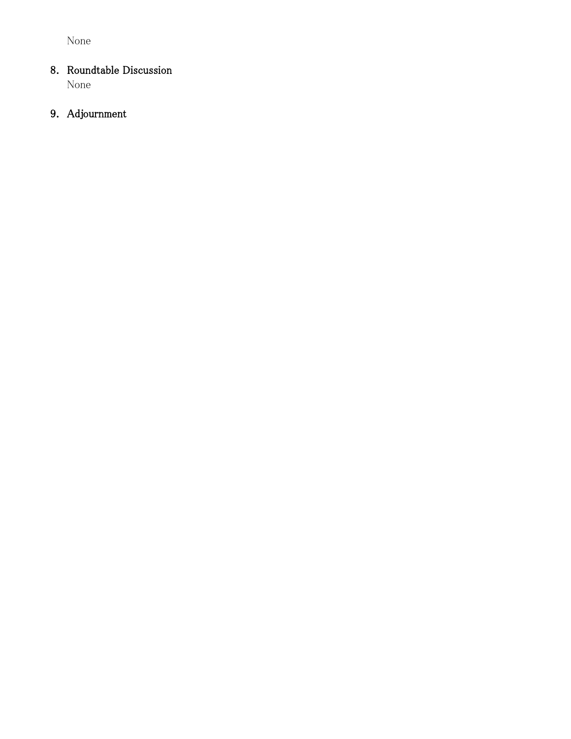None

8. Roundtable Discussion
   None

9. Adjournment